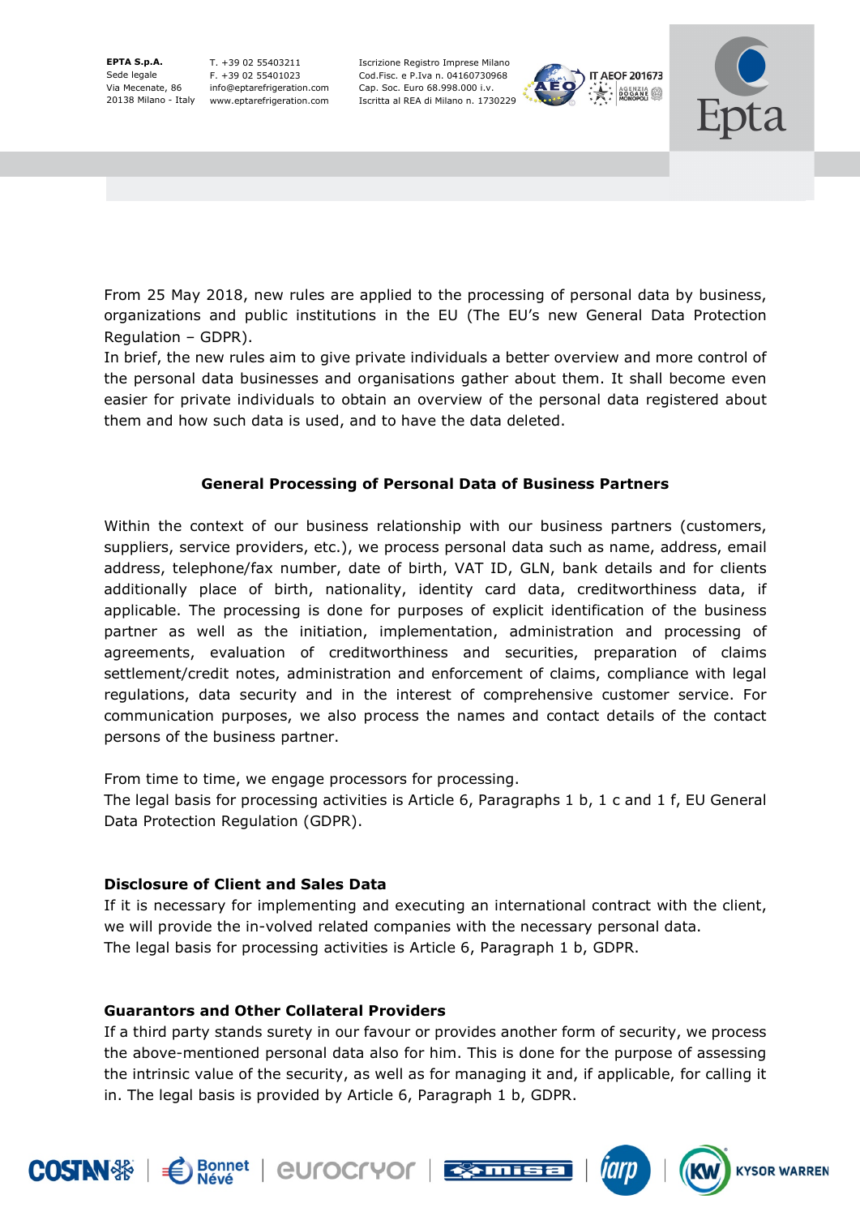From 25 May 2018, new rules are applied to the processing of personal data by business, organizations and public institutions in the EU (The EU's new General Data Protection Regulation – GDPR).
In brief, the new rules aim to give private individuals a better overview and more control of the personal data businesses and organisations gather about them. It shall become even easier for private individuals to obtain an overview of the personal data registered about them and how such data is used, and to have the data deleted.

## General Processing of Personal Data of Business Partners

Within the context of our business relationship with our business partners (customers, suppliers, service providers, etc.), we process personal data such as name, address, email address, telephone/fax number, date of birth, VAT ID, GLN, bank details and for clients additionally place of birth, nationality, identity card data, creditworthiness data, if applicable. The processing is done for purposes of explicit identification of the business partner as well as the initiation, implementation, administration and processing of agreements, evaluation of creditworthiness and securities, preparation of claims settlement/credit notes, administration and enforcement of claims, compliance with legal regulations, data security and in the interest of comprehensive customer service. For communication purposes, we also process the names and contact details of the contact persons of the business partner.

From time to time, we engage processors for processing.
The legal basis for processing activities is Article 6, Paragraphs 1 b, 1 c and 1 f, EU General Data Protection Regulation (GDPR).

### Disclosure of Client and Sales Data

If it is necessary for implementing and executing an international contract with the client, we will provide the in-volved related companies with the necessary personal data.
The legal basis for processing activities is Article 6, Paragraph 1 b, GDPR.

### Guarantors and Other Collateral Providers

If a third party stands surety in our favour or provides another form of security, we process the above-mentioned personal data also for him. This is done for the purpose of assessing the intrinsic value of the security, as well as for managing it and, if applicable, for calling it in. The legal basis is provided by Article 6, Paragraph 1 b, GDPR.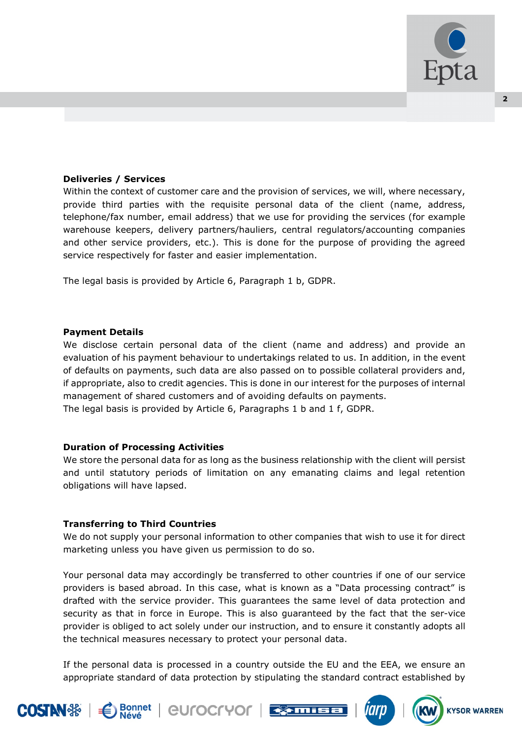**Deliveries / Services**

Within the context of customer care and the provision of services, we will, where necessary, provide third parties with the requisite personal data of the client (name, address, telephone/fax number, email address) that we use for providing the services (for example warehouse keepers, delivery partners/hauliers, central regulators/accounting companies and other service providers, etc.). This is done for the purpose of providing the agreed service respectively for faster and easier implementation.

The legal basis is provided by Article 6, Paragraph 1 b, GDPR.

**Payment Details**

We disclose certain personal data of the client (name and address) and provide an evaluation of his payment behaviour to undertakings related to us. In addition, in the event of defaults on payments, such data are also passed on to possible collateral providers and, if appropriate, also to credit agencies. This is done in our interest for the purposes of internal management of shared customers and of avoiding defaults on payments.
The legal basis is provided by Article 6, Paragraphs 1 b and 1 f, GDPR.

**Duration of Processing Activities**

We store the personal data for as long as the business relationship with the client will persist and until statutory periods of limitation on any emanating claims and legal retention obligations will have lapsed.

**Transferring to Third Countries**

We do not supply your personal information to other companies that wish to use it for direct marketing unless you have given us permission to do so.

Your personal data may accordingly be transferred to other countries if one of our service providers is based abroad. In this case, what is known as a "Data processing contract" is drafted with the service provider. This guarantees the same level of data protection and security as that in force in Europe. This is also guaranteed by the fact that the ser-vice provider is obliged to act solely under our instruction, and to ensure it constantly adopts all the technical measures necessary to protect your personal data.

If the personal data is processed in a country outside the EU and the EEA, we ensure an appropriate standard of data protection by stipulating the standard contract established by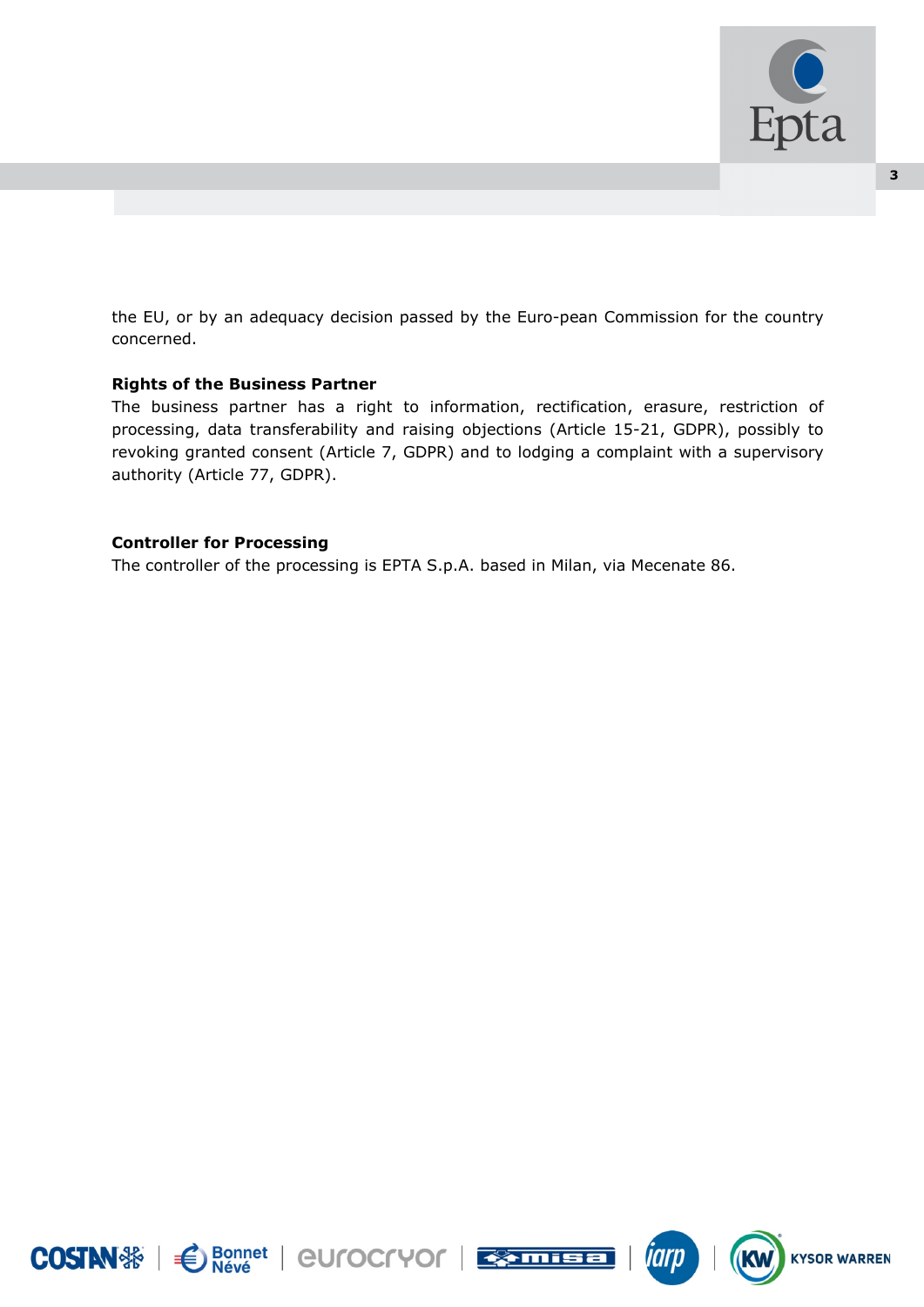the EU, or by an adequacy decision passed by the Euro-pean Commission for the country concerned.

**Rights of the Business Partner**

The business partner has a right to information, rectification, erasure, restriction of processing, data transferability and raising objections (Article 15-21, GDPR), possibly to revoking granted consent (Article 7, GDPR) and to lodging a complaint with a supervisory authority (Article 77, GDPR).

**Controller for Processing**

The controller of the processing is EPTA S.p.A. based in Milan, via Mecenate 86.